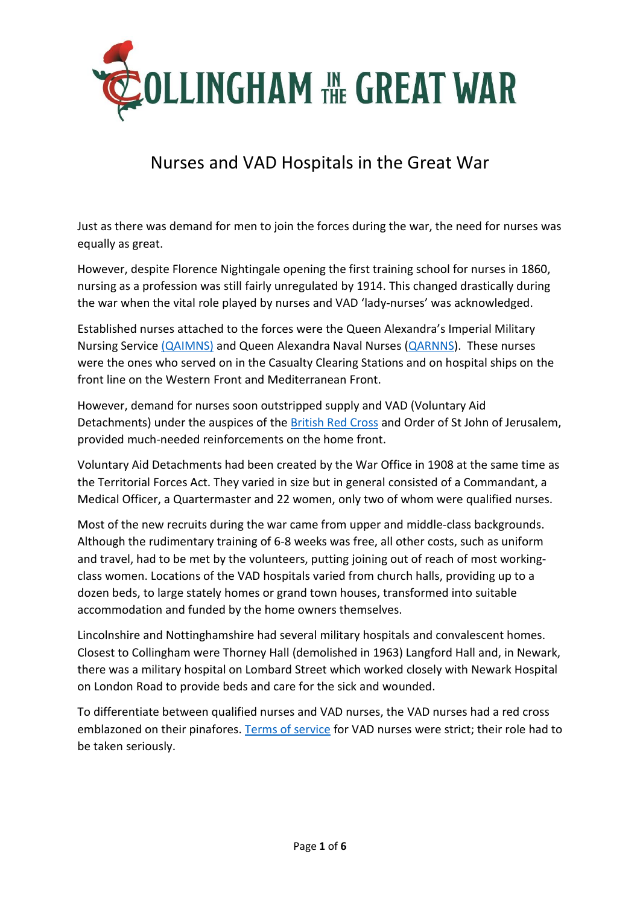# COLLINGHAM IN THE GREAT WAR

## Nurses and VAD Hospitals in the Great War

Just as there was demand for men to join the forces during the war, the need for nurses was equally as great.

However, despite Florence Nightingale opening the first training school for nurses in 1860, nursing as a profession was still fairly unregulated by 1914. This changed drastically during the war when the vital role played by nurses and VAD 'lady-nurses' was acknowledged.

Established nurses attached to the forces were the Queen Alexandra's Imperial Military Nursing Service (QAIMNS) and Queen Alexandra Naval Nurses (QARNNS). These nurses were the ones who served on in the Casualty Clearing Stations and on hospital ships on the front line on the Western Front and Mediterranean Front.

However, demand for nurses soon outstripped supply and VAD (Voluntary Aid Detachments) under the auspices of the British Red Cross and Order of St John of Jerusalem, provided much-needed reinforcements on the home front.

Voluntary Aid Detachments had been created by the War Office in 1908 at the same time as the Territorial Forces Act. They varied in size but in general consisted of a Commandant, a Medical Officer, a Quartermaster and 22 women, only two of whom were qualified nurses.

Most of the new recruits during the war came from upper and middle-class backgrounds. Although the rudimentary training of 6-8 weeks was free, all other costs, such as uniform and travel, had to be met by the volunteers, putting joining out of reach of most working-class women. Locations of the VAD hospitals varied from church halls, providing up to a dozen beds, to large stately homes or grand town houses, transformed into suitable accommodation and funded by the home owners themselves.

Lincolnshire and Nottinghamshire had several military hospitals and convalescent homes. Closest to Collingham were Thorney Hall (demolished in 1963) Langford Hall and, in Newark, there was a military hospital on Lombard Street which worked closely with Newark Hospital on London Road to provide beds and care for the sick and wounded.

To differentiate between qualified nurses and VAD nurses, the VAD nurses had a red cross emblazoned on their pinafores. Terms of service for VAD nurses were strict; their role had to be taken seriously.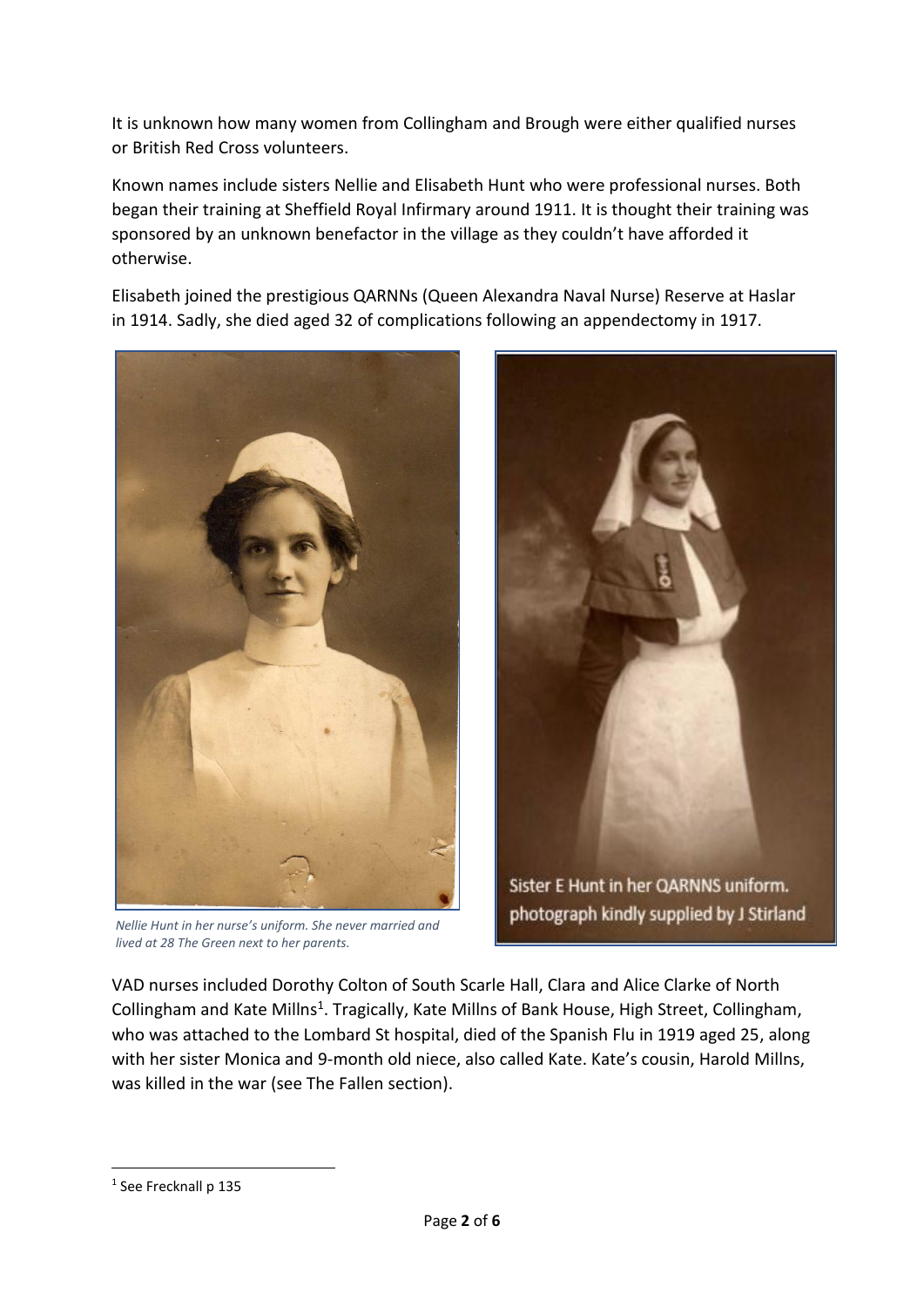It is unknown how many women from Collingham and Brough were either qualified nurses or British Red Cross volunteers.

Known names include sisters Nellie and Elisabeth Hunt who were professional nurses. Both began their training at Sheffield Royal Infirmary around 1911. It is thought their training was sponsored by an unknown benefactor in the village as they couldn't have afforded it otherwise.

Elisabeth joined the prestigious QARNNs (Queen Alexandra Naval Nurse) Reserve at Haslar in 1914. Sadly, she died aged 32 of complications following an appendectomy in 1917.

*Nellie Hunt in her nurse's uniform. She never married and lived at 28 The Green next to her parents.*

Sister E Hunt in her QARNNS uniform. photograph kindly supplied by J Stirland

VAD nurses included Dorothy Colton of South Scarle Hall, Clara and Alice Clarke of North Collingham and Kate Millns[1]. Tragically, Kate Millns of Bank House, High Street, Collingham, who was attached to the Lombard St hospital, died of the Spanish Flu in 1919 aged 25, along with her sister Monica and 9-month old niece, also called Kate. Kate's cousin, Harold Millns, was killed in the war (see The Fallen section).

[1] See Frecknall p 135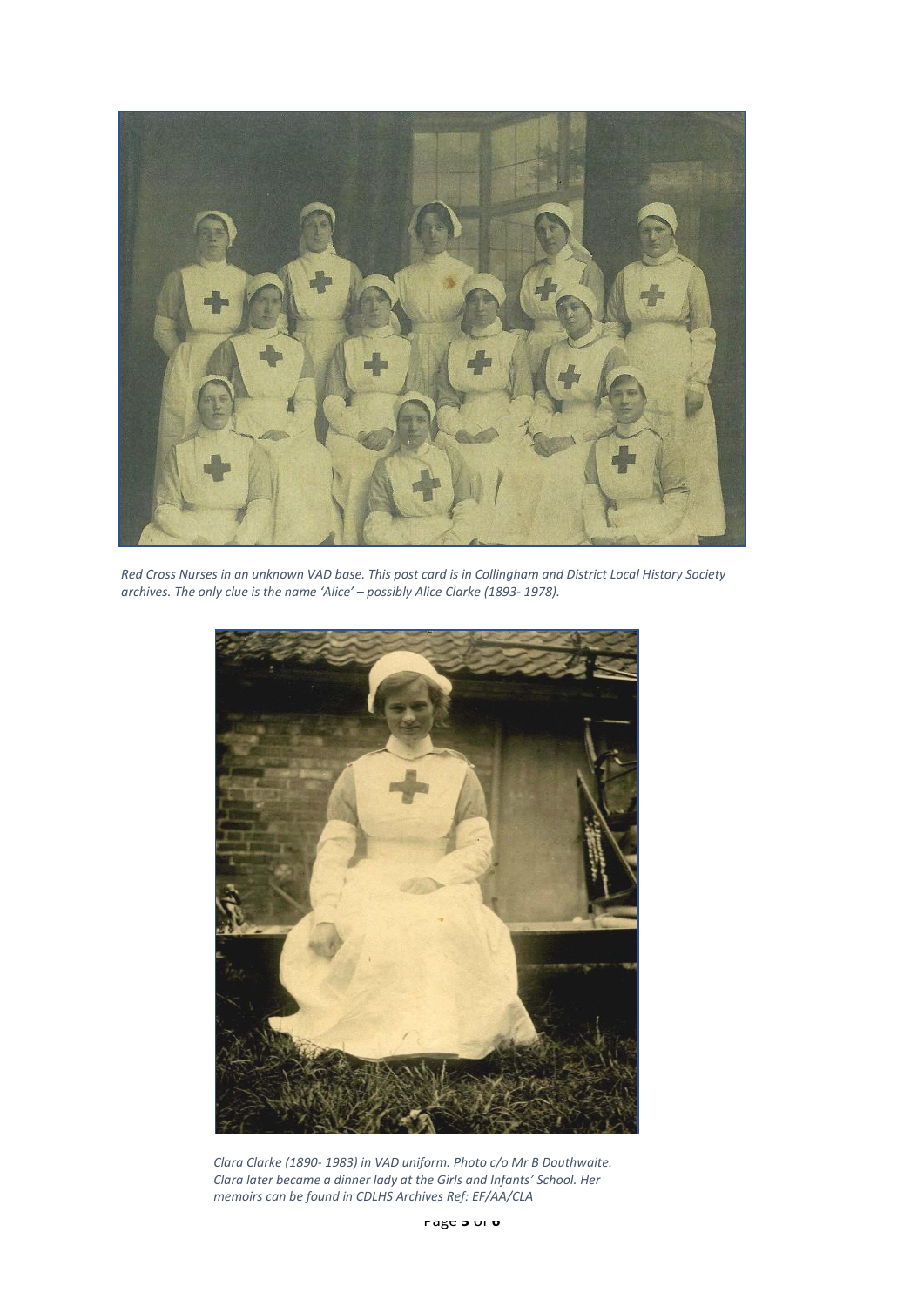*Red Cross Nurses in an unknown VAD base. This post card is in Collingham and District Local History Society archives. The only clue is the name 'Alice' – possibly Alice Clarke (1893- 1978).*

*Clara Clarke (1890- 1983) in VAD uniform. Photo c/o Mr B Douthwaite. Clara later became a dinner lady at the Girls and Infants' School. Her memoirs can be found in CDLHS Archives Ref: EF/AA/CLA*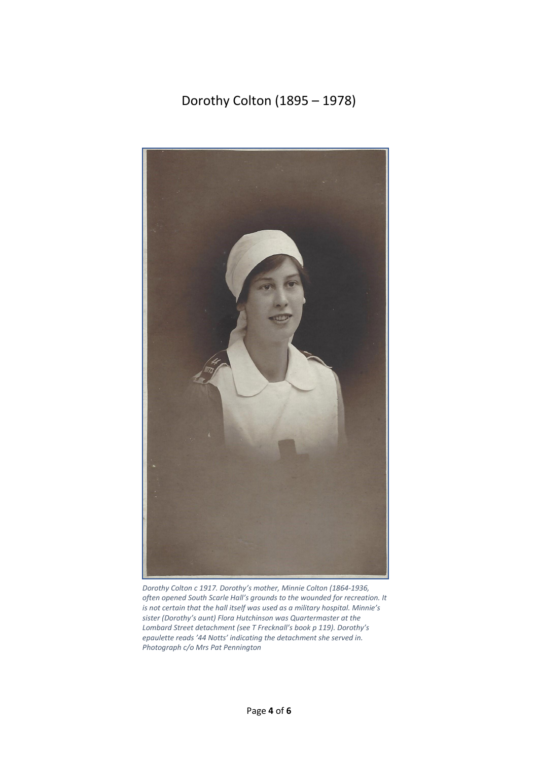# Dorothy Colton (1895 – 1978)

*Dorothy Colton c 1917. Dorothy's mother, Minnie Colton (1864-1936, often opened South Scarle Hall's grounds to the wounded for recreation. It is not certain that the hall itself was used as a military hospital. Minnie's sister (Dorothy's aunt) Flora Hutchinson was Quartermaster at the Lombard Street detachment (see T Frecknall's book p 119). Dorothy's epaulette reads '44 Notts' indicating the detachment she served in. Photograph c/o Mrs Pat Pennington*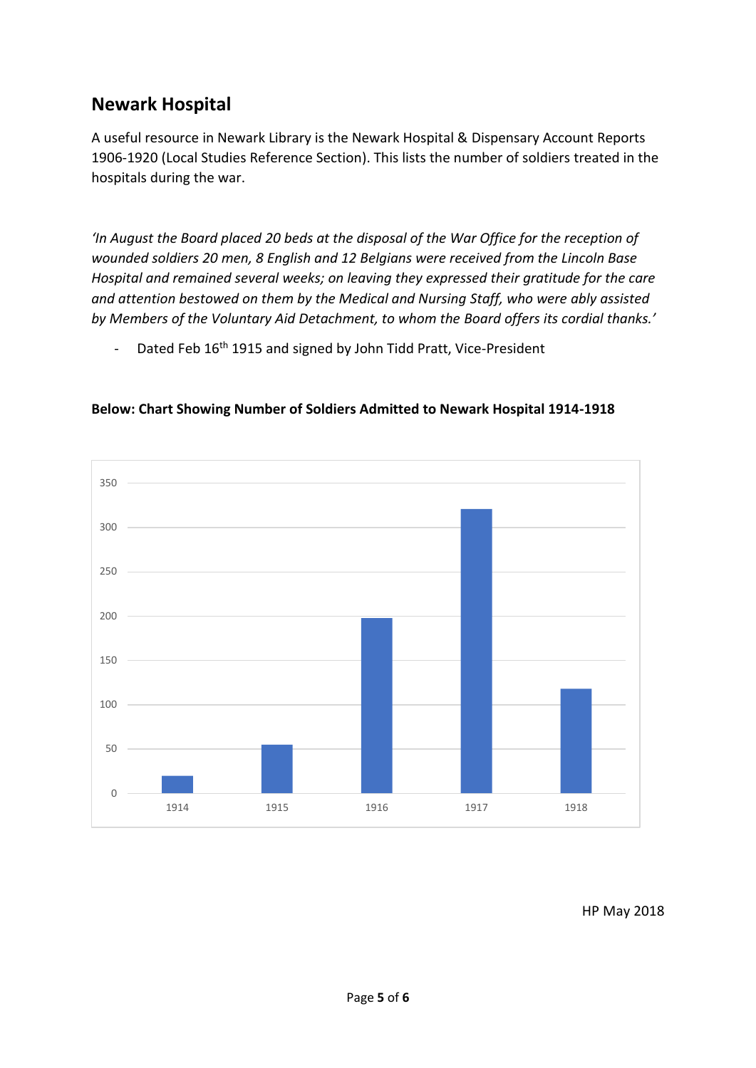## Newark Hospital

A useful resource in Newark Library is the Newark Hospital & Dispensary Account Reports 1906-1920 (Local Studies Reference Section). This lists the number of soldiers treated in the hospitals during the war.

*'In August the Board placed 20 beds at the disposal of the War Office for the reception of wounded soldiers 20 men, 8 English and 12 Belgians were received from the Lincoln Base Hospital and remained several weeks; on leaving they expressed their gratitude for the care and attention bestowed on them by the Medical and Nursing Staff, who were ably assisted by Members of the Voluntary Aid Detachment, to whom the Board offers its cordial thanks.'*

- Dated Feb 16th 1915 and signed by John Tidd Pratt, Vice-President

**Below: Chart Showing Number of Soldiers Admitted to Newark Hospital 1914-1918**

HP May 2018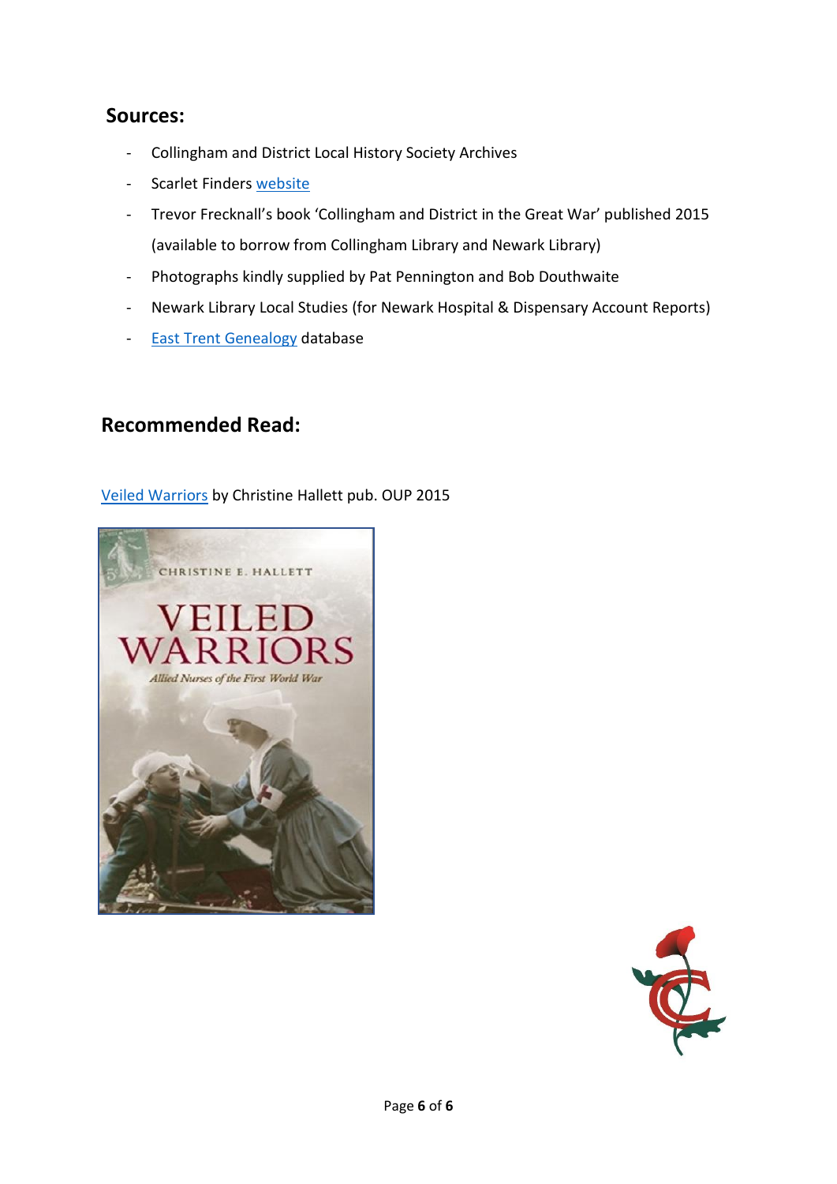## Sources:

- Collingham and District Local History Society Archives
- Scarlet Finders website
- Trevor Frecknall's book 'Collingham and District in the Great War' published 2015 (available to borrow from Collingham Library and Newark Library)
- Photographs kindly supplied by Pat Pennington and Bob Douthwaite
- Newark Library Local Studies (for Newark Hospital & Dispensary Account Reports)
- East Trent Genealogy database

## Recommended Read:

Veiled Warriors by Christine Hallett pub. OUP 2015